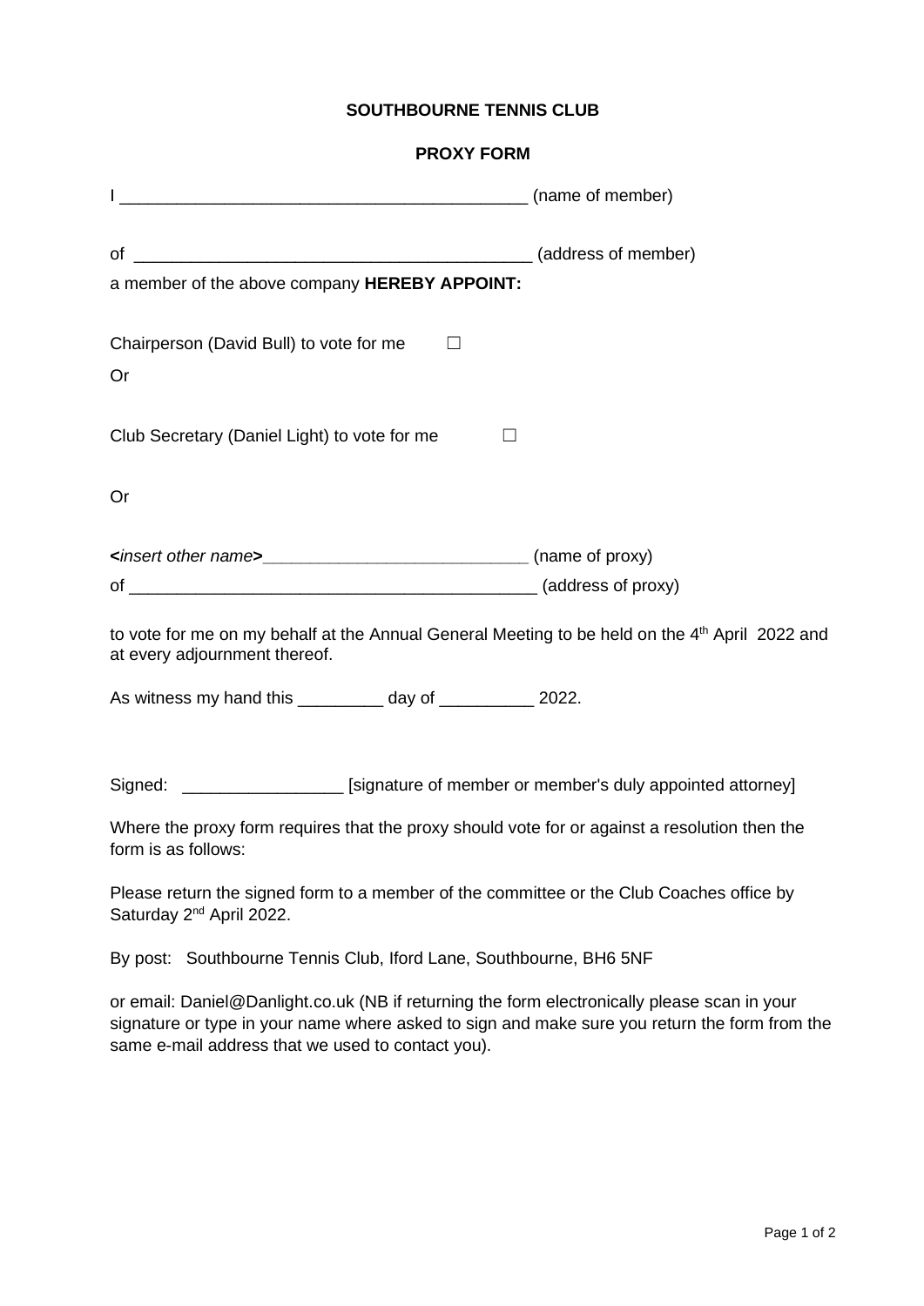**SOUTHBOURNE TENNIS CLUB**

**PROXY FORM**

I ___________________________________________ (name of member)

of ___________________________________________ (address of member)

a member of the above company **HEREBY APPOINT:**

Chairperson (David Bull) to vote for me ☐

Or

Club Secretary (Daniel Light) to vote for me ☐

Or

**<***insert other name***>**___________________________ (name of proxy)

of ___________________________________________ (address of proxy)

to vote for me on my behalf at the Annual General Meeting to be held on the 4th April 2022 and at every adjournment thereof.

As witness my hand this _________ day of __________ 2022.

Signed: _________________ [signature of member or member's duly appointed attorney]

Where the proxy form requires that the proxy should vote for or against a resolution then the form is as follows:

Please return the signed form to a member of the committee or the Club Coaches office by Saturday 2nd April 2022.

By post: Southbourne Tennis Club, Iford Lane, Southbourne, BH6 5NF

or email: Daniel@Danlight.co.uk (NB if returning the form electronically please scan in your signature or type in your name where asked to sign and make sure you return the form from the same e-mail address that we used to contact you).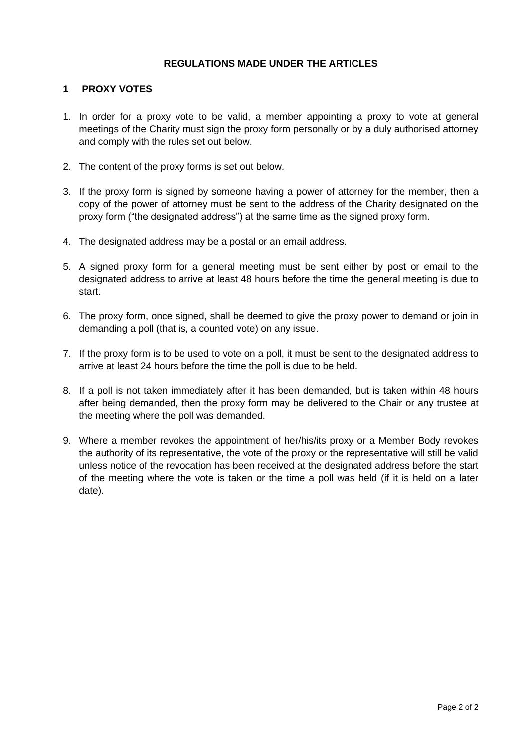# REGULATIONS MADE UNDER THE ARTICLES

## 1 PROXY VOTES

1. In order for a proxy vote to be valid, a member appointing a proxy to vote at general meetings of the Charity must sign the proxy form personally or by a duly authorised attorney and comply with the rules set out below.
2. The content of the proxy forms is set out below.
3. If the proxy form is signed by someone having a power of attorney for the member, then a copy of the power of attorney must be sent to the address of the Charity designated on the proxy form ("the designated address") at the same time as the signed proxy form.
4. The designated address may be a postal or an email address.
5. A signed proxy form for a general meeting must be sent either by post or email to the designated address to arrive at least 48 hours before the time the general meeting is due to start.
6. The proxy form, once signed, shall be deemed to give the proxy power to demand or join in demanding a poll (that is, a counted vote) on any issue.
7. If the proxy form is to be used to vote on a poll, it must be sent to the designated address to arrive at least 24 hours before the time the poll is due to be held.
8. If a poll is not taken immediately after it has been demanded, but is taken within 48 hours after being demanded, then the proxy form may be delivered to the Chair or any trustee at the meeting where the poll was demanded.
9. Where a member revokes the appointment of her/his/its proxy or a Member Body revokes the authority of its representative, the vote of the proxy or the representative will still be valid unless notice of the revocation has been received at the designated address before the start of the meeting where the vote is taken or the time a poll was held (if it is held on a later date).